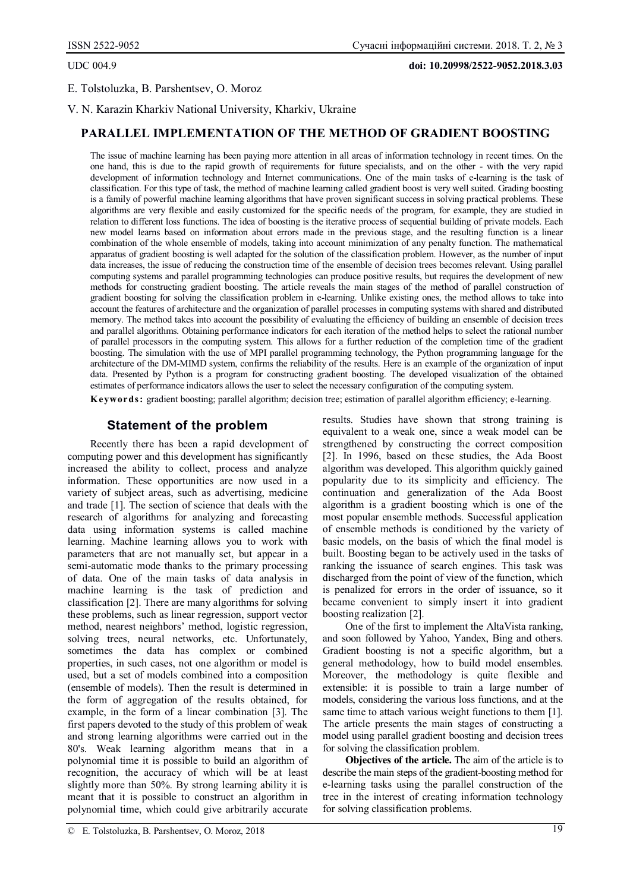UDC 004.9

**doi: 10.20998/2522-9052.2018.3.03**

E. Tolstoluzka, B. Parshentsev, O. Moroz

V. N. Karazin Kharkiv National University, Kharkiv, Ukraine

# PARALLEL IMPLEMENTATION OF THE METHOD OF GRADIENT BOOSTING

The issue of machine learning has been paying more attention in all areas of information technology in recent times. On the one hand, this is due to the rapid growth of requirements for future specialists, and on the other - with the very rapid development of information technology and Internet communications. One of the main tasks of e-learning is the task of classification. For this type of task, the method of machine learning called gradient boost is very well suited. Grading boosting is a family of powerful machine learning algorithms that have proven significant success in solving practical problems. These algorithms are very flexible and easily customized for the specific needs of the program, for example, they are studied in relation to different loss functions. The idea of boosting is the iterative process of sequential building of private models. Each new model learns based on information about errors made in the previous stage, and the resulting function is a linear combination of the whole ensemble of models, taking into account minimization of any penalty function. The mathematical apparatus of gradient boosting is well adapted for the solution of the classification problem. However, as the number of input data increases, the issue of reducing the construction time of the ensemble of decision trees becomes relevant. Using parallel computing systems and parallel programming technologies can produce positive results, but requires the development of new methods for constructing gradient boosting. The article reveals the main stages of the method of parallel construction of gradient boosting for solving the classification problem in e-learning. Unlike existing ones, the method allows to take into account the features of architecture and the organization of parallel processes in computing systems with shared and distributed memory. The method takes into account the possibility of evaluating the efficiency of building an ensemble of decision trees and parallel algorithms. Obtaining performance indicators for each iteration of the method helps to select the rational number of parallel processors in the computing system. This allows for a further reduction of the completion time of the gradient boosting. The simulation with the use of MPI parallel programming technology, the Python programming language for the architecture of the DM-MIMD system, confirms the reliability of the results. Here is an example of the organization of input data. Presented by Python is a program for constructing gradient boosting. The developed visualization of the obtained estimates of performance indicators allows the user to select the necessary configuration of the computing system.

**Keywords:** gradient boosting; parallel algorithm; decision tree; estimation of parallel algorithm efficiency; e-learning.

## Statement of the problem

Recently there has been a rapid development of computing power and this development has significantly increased the ability to collect, process and analyze information. These opportunities are now used in a variety of subject areas, such as advertising, medicine and trade [1]. The section of science that deals with the research of algorithms for analyzing and forecasting data using information systems is called machine learning. Machine learning allows you to work with parameters that are not manually set, but appear in a semi-automatic mode thanks to the primary processing of data. One of the main tasks of data analysis in machine learning is the task of prediction and classification [2]. There are many algorithms for solving these problems, such as linear regression, support vector method, nearest neighbors' method, logistic regression, solving trees, neural networks, etc. Unfortunately, sometimes the data has complex or combined properties, in such cases, not one algorithm or model is used, but a set of models combined into a composition (ensemble of models). Then the result is determined in the form of aggregation of the results obtained, for example, in the form of a linear combination [3]. The first papers devoted to the study of this problem of weak and strong learning algorithms were carried out in the 80's. Weak learning algorithm means that in a polynomial time it is possible to build an algorithm of recognition, the accuracy of which will be at least slightly more than 50%. By strong learning ability it is meant that it is possible to construct an algorithm in polynomial time, which could give arbitrarily accurate results. Studies have shown that strong training is equivalent to a weak one, since a weak model can be strengthened by constructing the correct composition [2]. In 1996, based on these studies, the Ada Boost algorithm was developed. This algorithm quickly gained popularity due to its simplicity and efficiency. The continuation and generalization of the Ada Boost algorithm is a gradient boosting which is one of the most popular ensemble methods. Successful application of ensemble methods is conditioned by the variety of basic models, on the basis of which the final model is built. Boosting began to be actively used in the tasks of ranking the issuance of search engines. This task was discharged from the point of view of the function, which is penalized for errors in the order of issuance, so it became convenient to simply insert it into gradient boosting realization [2].

One of the first to implement the AltaVista ranking, and soon followed by Yahoo, Yandex, Bing and others. Gradient boosting is not a specific algorithm, but a general methodology, how to build model ensembles. Moreover, the methodology is quite flexible and extensible: it is possible to train a large number of models, considering the various loss functions, and at the same time to attach various weight functions to them [1]. The article presents the main stages of constructing a model using parallel gradient boosting and decision trees for solving the classification problem.

**Objectives of the article.** The aim of the article is to describe the main steps of the gradient-boosting method for e-learning tasks using the parallel construction of the tree in the interest of creating information technology for solving classification problems.

© E. Tolstoluzka, B. Parshentsev, O. Moroz, 2018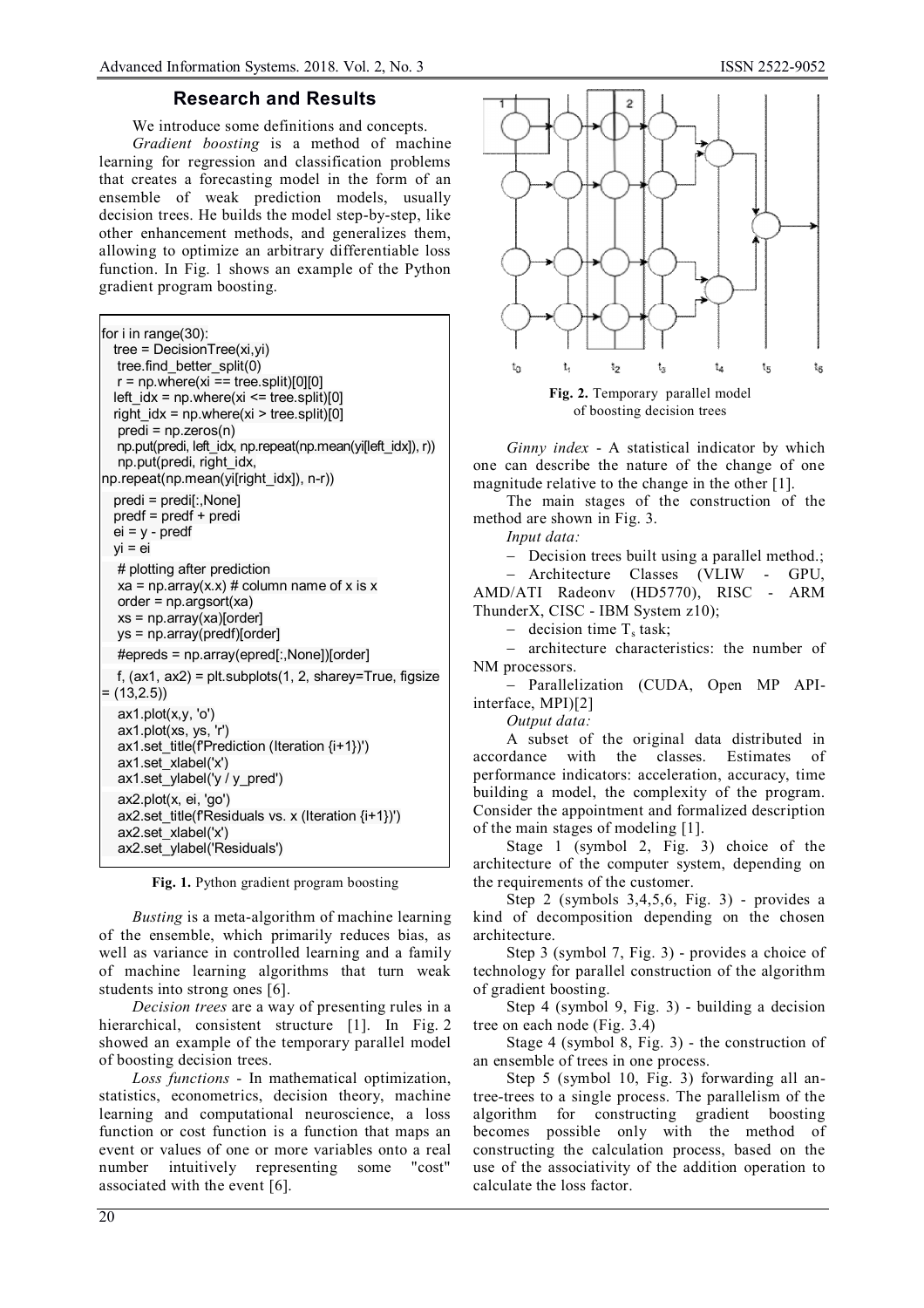## Research and Results

We introduce some definitions and concepts.

*Gradient boosting* is a method of machine learning for regression and classification problems that creates a forecasting model in the form of an ensemble of weak prediction models, usually decision trees. He builds the model step-by-step, like other enhancement methods, and generalizes them, allowing to optimize an arbitrary differentiable loss function. In Fig. 1 shows an example of the Python gradient program boosting.

```
for i in range(30):
   tree = DecisionTree(xi,yi)
    tree.find_better_split(0)
    r = np.where(xi == tree.split)[0][0]
   left_idx = np.where(xi <= tree.split)[0]
   right_idx = np.where(xi > tree.split)[0]
    predi = np.zeros(n)
    np.put(predi, left_idx, np.repeat(np.mean(yi[left_idx]), r))
    np.put(predi, right_idx,
np.repeat(np.mean(yi[right_idx]), n-r))
   predi = predi[:,None]
   predf = predf + predi
   ei = y - predf
   yi = ei
    # plotting after prediction
    xa = np.array(x.x) # column name of x is x
    order = np.argsort(xa)
    xs = np.array(xa)[order]
    ys = np.array(predf)[order]
    #epreds = np.array(epred[:,None])[order]
    f, (ax1, ax2) = plt.subplots(1, 2, sharey=True, figsize
= (13,2.5))
    ax1.plot(x,y, 'o')
    ax1.plot(xs, ys, 'r')
    ax1.set_title(f'Prediction (Iteration {i+1})')
    ax1.set_xlabel('x')
    ax1.set_ylabel('y / y_pred')
    ax2.plot(x, ei, 'go')
    ax2.set_title(f'Residuals vs. x (Iteration {i+1})')
    ax2.set_xlabel('x')
    ax2.set_ylabel('Residuals')
```

**Fig. 1.** Python gradient program boosting

*Busting* is a meta-algorithm of machine learning of the ensemble, which primarily reduces bias, as well as variance in controlled learning and a family of machine learning algorithms that turn weak students into strong ones [6].

*Decision trees* are a way of presenting rules in a hierarchical, consistent structure [1]. In Fig. 2 showed an example of the temporary parallel model of boosting decision trees.

*Loss functions* - In mathematical optimization, statistics, econometrics, decision theory, machine learning and computational neuroscience, a loss function or cost function is a function that maps an event or values of one or more variables onto a real number intuitively representing some "cost" associated with the event [6].

**Fig. 2.** Temporary parallel model of boosting decision trees

*Ginny index* - A statistical indicator by which one can describe the nature of the change of one magnitude relative to the change in the other [1].

The main stages of the construction of the method are shown in Fig. 3.

*Input data:*

- Decision trees built using a parallel method.;
- Architecture Classes (VLIW - GPU, AMD/ATI Radeonv (HD5770), RISC - ARM ThunderX, CISC - IBM System z10);
- decision time $T_s$ task;
- architecture characteristics: the number of NM processors.
- Parallelization (CUDA, Open MP API-interface, MPI)[2]

*Output data:*

A subset of the original data distributed in accordance with the classes. Estimates of performance indicators: acceleration, accuracy, time building a model, the complexity of the program. Consider the appointment and formalized description of the main stages of modeling [1].

Stage 1 (symbol 2, Fig. 3) choice of the architecture of the computer system, depending on the requirements of the customer.

Step 2 (symbols 3,4,5,6, Fig. 3) - provides a kind of decomposition depending on the chosen architecture.

Step 3 (symbol 7, Fig. 3) - provides a choice of technology for parallel construction of the algorithm of gradient boosting.

Step 4 (symbol 9, Fig. 3) - building a decision tree on each node (Fig. 3.4)

Stage 4 (symbol 8, Fig. 3) - the construction of an ensemble of trees in one process.

Step 5 (symbol 10, Fig. 3) forwarding all an-tree-trees to a single process. The parallelism of the algorithm for constructing gradient boosting becomes possible only with the method of constructing the calculation process, based on the use of the associativity of the addition operation to calculate the loss factor.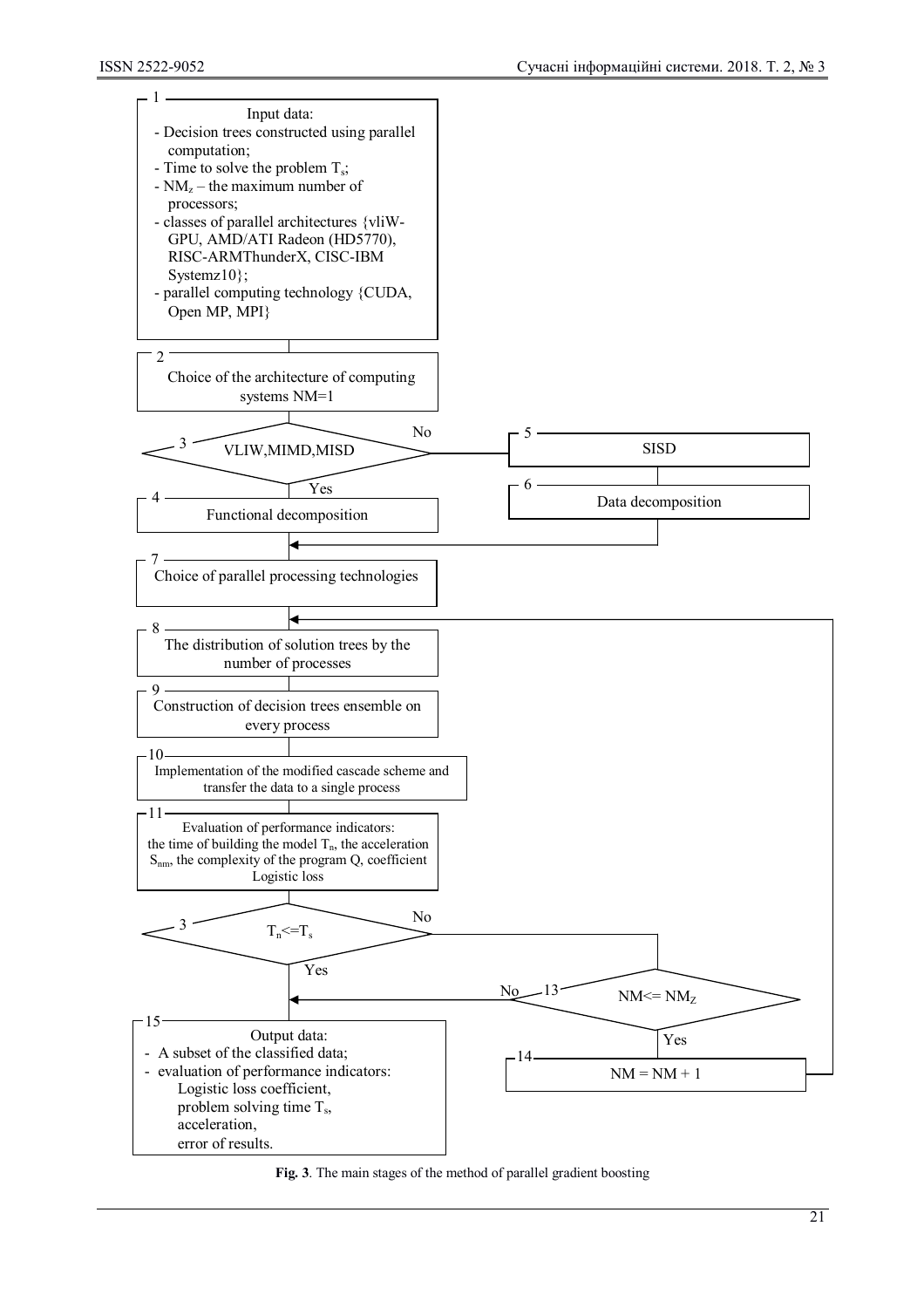1

Input data:

- Decision trees constructed using parallel computation;
- Time to solve the problem $T_s$;
- $NM_z$ – the maximum number of processors;
- classes of parallel architectures {vliW-GPU, AMD/ATI Radeon (HD5770), RISC-ARMThunderX, CISC-IBM Systemz10};
- parallel computing technology {CUDA, Open MP, MPI}

2

Choice of the architecture of computing systems NM=1

3

VLIW,MIMD,MISD

No

5

SISD

6

Data decomposition

Yes

4

Functional decomposition

7

Choice of parallel processing technologies

8

The distribution of solution trees by the number of processes

9

Construction of decision trees ensemble on every process

10

Implementation of the modified cascade scheme and transfer the data to a single process

11

Evaluation of performance indicators: the time of building the model $T_n$, the acceleration $S_{nm}$, the complexity of the program Q, coefficient Logistic loss

3

$T_n <= T_s$

No

Yes

13

$NM <= NM_Z$

No

Yes

14

NM = NM + 1

15

Output data:

- A subset of the classified data;
- evaluation of performance indicators:
  - Logistic loss coefficient,
  - problem solving time $T_s$,
  - acceleration,
  - error of results.

**Fig. 3**. The main stages of the method of parallel gradient boosting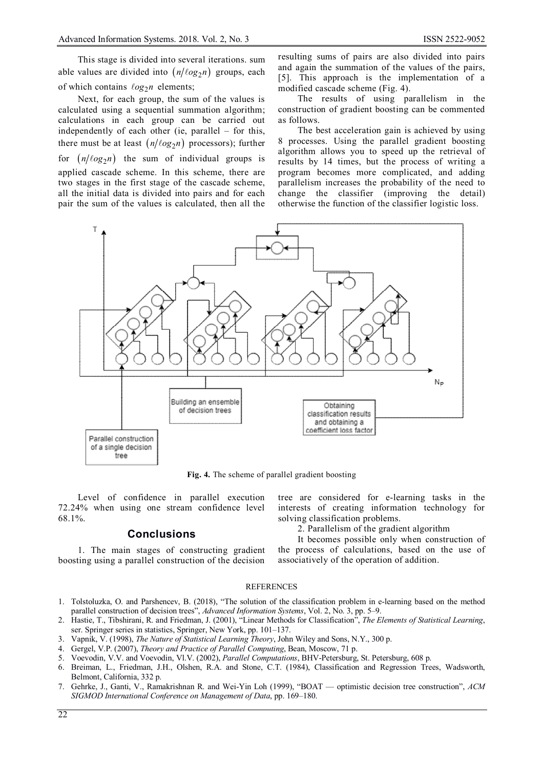This stage is divided into several iterations. sum able values are divided into $(n/\ell og_2 n)$ groups, each of which contains $\ell og_2 n$ elements;

Next, for each group, the sum of the values is calculated using a sequential summation algorithm; calculations in each group can be carried out independently of each other (ie, parallel – for this, there must be at least $(n/\ell og_2 n)$ processors); further for $(n/\ell og_2 n)$ the sum of individual groups is applied cascade scheme. In this scheme, there are two stages in the first stage of the cascade scheme, all the initial data is divided into pairs and for each pair the sum of the values is calculated, then all the resulting sums of pairs are also divided into pairs and again the summation of the values of the pairs, [5]. This approach is the implementation of a modified cascade scheme (Fig. 4).

The results of using parallelism in the construction of gradient boosting can be commented as follows.

The best acceleration gain is achieved by using 8 processes. Using the parallel gradient boosting algorithm allows you to speed up the retrieval of results by 14 times, but the process of writing a program becomes more complicated, and adding parallelism increases the probability of the need to change the classifier (improving the detail) otherwise the function of the classifier logistic loss.

T

$N_p$

Building an ensemble of decision trees

Obtaining classification results and obtaining a coefficient loss factor

Parallel construction of a single decision tree

**Fig. 4.** The scheme of parallel gradient boosting

Level of confidence in parallel execution 72.24% when using one stream confidence level 68.1%.

## Conclusions

1. The main stages of constructing gradient boosting using a parallel construction of the decision tree are considered for e-learning tasks in the interests of creating information technology for solving classification problems.

2. Parallelism of the gradient algorithm

It becomes possible only when construction of the process of calculations, based on the use of associatively of the operation of addition.

REFERENCES

1. Tolstoluzka, O. and Parshencev, B. (2018), "The solution of the classification problem in e-learning based on the method parallel construction of decision trees", *Advanced Information Systems*, Vol. 2, No. 3, pp. 5–9.
2. Hastie, T., Tibshirani, R. and Friedman, J. (2001), "Linear Methods for Classification", *The Elements of Statistical Learning*, ser. Springer series in statistics, Springer, New York, pp. 101–137.
3. Vapnik, V. (1998), *The Nature of Statistical Learning Theory*, John Wiley and Sons, N.Y., 300 p.
4. Gergel, V.P. (2007), *Theory and Practice of Parallel Computing*, Bean, Moscow, 71 p.
5. Voevodin, V.V. and Voevodin, Vl.V. (2002), *Parallel Computations*, BHV-Petersburg, St. Petersburg, 608 p.
6. Breiman, L., Friedman, J.H., Olshen, R.A. and Stone, C.T. (1984), Classification and Regression Trees, Wadsworth, Belmont, California, 332 p.
7. Gehrke, J., Ganti, V., Ramakrishnan R. and Wei-Yin Loh (1999), "BOAT — optimistic decision tree construction", *ACM SIGMOD International Conference on Management of Data*, pp. 169–180.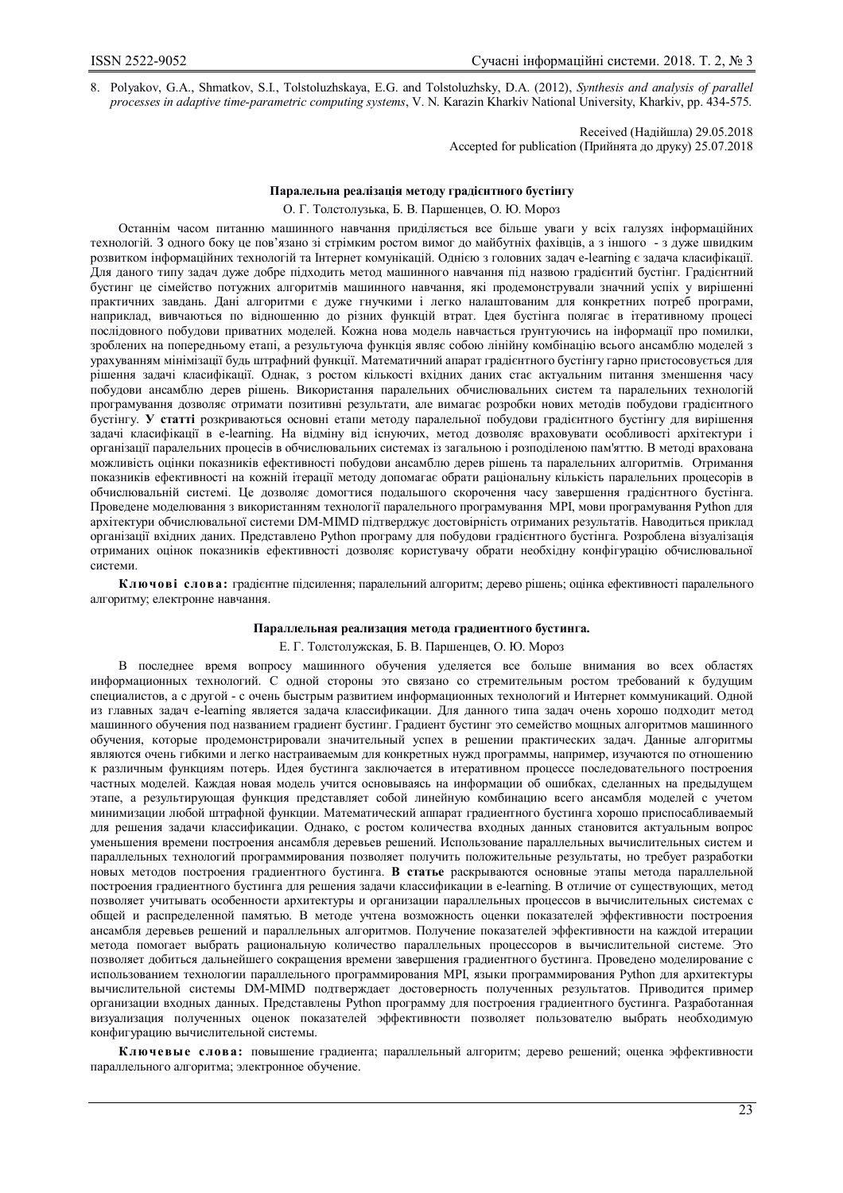8. Polyakov, G.A., Shmatkov, S.I., Tolstoluzhskaya, E.G. and Tolstoluzhsky, D.A. (2012), *Synthesis and analysis of parallel processes in adaptive time-parametric computing systems*, V. N. Karazin Kharkiv National University, Kharkiv, pp. 434-575.

Received (Надійшла) 29.05.2018
Accepted for publication (Прийнята до друку) 25.07.2018

### Паралельна реалізація методу градієнтного бустінгу

О. Г. Толстолузька, Б. В. Паршенцев, О. Ю. Мороз

Останнім часом питанню машинного навчання приділяється все більше уваги у всіх галузях інформаційних технологій. З одного боку це пов'язано зі стрімким ростом вимог до майбутніх фахівців, а з іншого - з дуже швидким розвитком інформаційних технологій та Інтернет комунікацій. Однією з головних задач e-learning є задача класифікації. Для даного типу задач дуже добре підходить метод машинного навчання під назвою градієнтий бустінг. Градієнтний бустинг це сімейство потужних алгоритмів машинного навчання, які продемонстрували значний успіх у вирішенні практичних завдань. Дані алгоритми є дуже гнучкими і легко налаштованим для конкретних потреб програми, наприклад, вивчаються по відношенню до різних функцій втрат. Ідея бустінга полягає в ітеративному процесі послідовного побудови приватних моделей. Кожна нова модель навчається грунтуючись на інформації про помилки, зроблених на попередньому етапі, а результуюча функція являє собою лінійну комбінацію всього ансамблю моделей з урахуванням мінімізації будь штрафний функції. Математичний апарат градієнтного бустінгу гарно пристосовується для рішення задачі класифікації. Однак, з ростом кількості вхідних даних стає актуальним питання зменшення часу побудови ансамблю дерев рішень. Використання паралельних обчислювальних систем та паралельних технологій програмування дозволяє отримати позитивні результати, але вимагає розробки нових методів побудови градієнтного бустінгу. **У статті** розкриваються основні етапи методу паралельної побудови градієнтного бустінгу для вирішення задачі класифікації в e-learning. На відміну від існуючих, метод дозволяє враховувати особливості архітектури і організації паралельних процесів в обчислювальних системах із загальною і розподіленою пам'яттю. В методі врахована можливість оцінки показників ефективності побудови ансамблю дерев рішень та паралельних алгоритмів. Отримання показників ефективності на кожній ітерації методу допомагає обрати раціональну кількість паралельних процесорів в обчислювальній системі. Це дозволяє домогтися подальшого скорочення часу завершення градієнтного бустінга. Проведене моделювання з використанням технології паралельного програмування MPI, мови програмування Python для архітектури обчислювальної системи DM-MIMD підтверджує достовірність отриманих результатів. Наводиться приклад організації вхідних даних. Представлено Python програму для побудови градієнтного бустінга. Розроблена візуалізація отриманих оцінок показників ефективності дозволяє користувачу обрати необхідну конфігурацію обчислювальної системи.

**Ключові слова:** градієнтне підсилення; паралельний алгоритм; дерево рішень; оцінка ефективності паралельного алгоритму; електронне навчання.

### Параллельная реализация метода градиентного бустинга.

Е. Г. Толстолужская, Б. В. Паршенцев, О. Ю. Мороз

В последнее время вопросу машинного обучения уделяется все больше внимания во всех областях информационных технологий. С одной стороны это связано со стремительным ростом требований к будущим специалистов, а с другой - с очень быстрым развитием информационных технологий и Интернет коммуникаций. Одной из главных задач e-learning является задача классификации. Для данного типа задач очень хорошо подходит метод машинного обучения под названием градиент бустинг. Градиент бустинг это семейство мощных алгоритмов машинного обучения, которые продемонстрировали значительный успех в решении практических задач. Данные алгоритмы являются очень гибкими и легко настраиваемым для конкретных нужд программы, например, изучаются по отношению к различным функциям потерь. Идея бустинга заключается в итеративном процессе последовательного построения частных моделей. Каждая новая модель учится основываясь на информации об ошибках, сделанных на предыдущем этапе, а результирующая функция представляет собой линейную комбинацию всего ансамбля моделей с учетом минимизации любой штрафной функции. Математический аппарат градиентного бустинга хорошо приспосабливаемый для решения задачи классификации. Однако, с ростом количества входных данных становится актуальным вопрос уменьшения времени построения ансамбля деревьев решений. Использование параллельных вычислительных систем и параллельных технологий программирования позволяет получить положительные результаты, но требует разработки новых методов построения градиентного бустинга. **В статье** раскрываются основные этапы метода параллельной построения градиентного бустинга для решения задачи классификации в e-learning. В отличие от существующих, метод позволяет учитывать особенности архитектуры и организации параллельных процессов в вычислительных системах с общей и распределенной памятью. В методе учтена возможность оценки показателей эффективности построения ансамбля деревьев решений и параллельных алгоритмов. Получение показателей эффективности на каждой итерации метода помогает выбрать рациональную количество параллельных процессоров в вычислительной системе. Это позволяет добиться дальнейшего сокращения времени завершения градиентного бустинга. Проведено моделирование с использованием технологии параллельного программирования MPI, языки программирования Python для архитектуры вычислительной системы DM-MIMD подтверждает достоверность полученных результатов. Приводится пример организации входных данных. Представлены Python программу для построения градиентного бустинга. Разработанная визуализация полученных оценок показателей эффективности позволяет пользователю выбрать необходимую конфигурацию вычислительной системы.

**Ключевые слова:** повышение градиента; параллельный алгоритм; дерево решений; оценка эффективности параллельного алгоритма; электронное обучение.